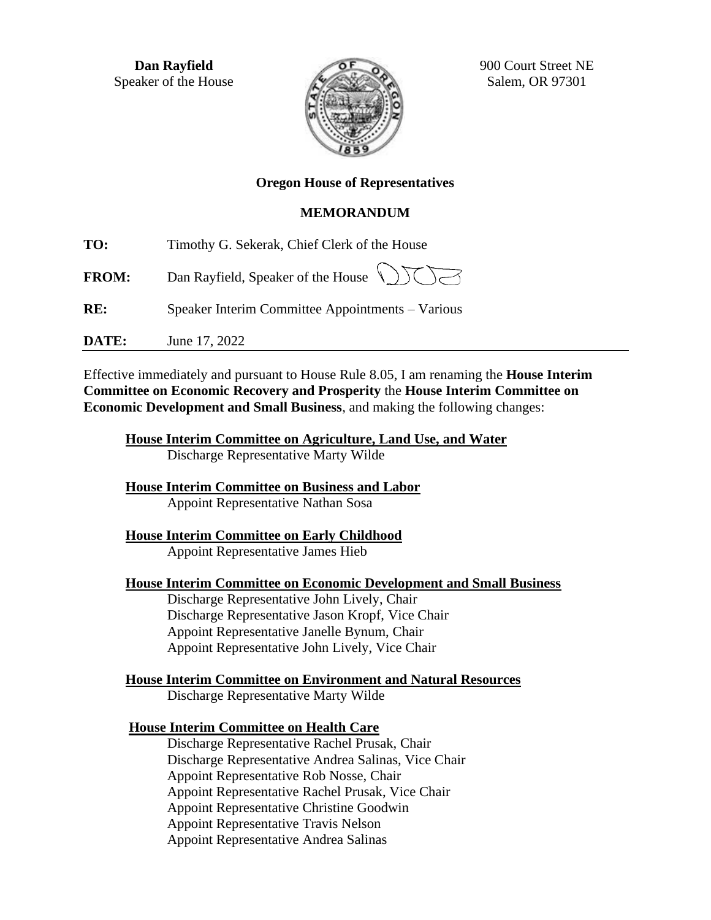**Dan Rayfield**
Speaker of the House

900 Court Street NE
Salem, OR 97301

**Oregon House of Representatives**

**MEMORANDUM**

**TO:** Timothy G. Sekerak, Chief Clerk of the House

**FROM:** Dan Rayfield, Speaker of the House

**RE:** Speaker Interim Committee Appointments – Various

**DATE:** June 17, 2022

---

Effective immediately and pursuant to House Rule 8.05, I am renaming the **House Interim Committee on Economic Recovery and Prosperity** the **House Interim Committee on Economic Development and Small Business**, and making the following changes:

**House Interim Committee on Agriculture, Land Use, and Water**
Discharge Representative Marty Wilde

**House Interim Committee on Business and Labor**
Appoint Representative Nathan Sosa

**House Interim Committee on Early Childhood**
Appoint Representative James Hieb

**House Interim Committee on Economic Development and Small Business**
Discharge Representative John Lively, Chair
Discharge Representative Jason Kropf, Vice Chair
Appoint Representative Janelle Bynum, Chair
Appoint Representative John Lively, Vice Chair

**House Interim Committee on Environment and Natural Resources**
Discharge Representative Marty Wilde

**House Interim Committee on Health Care**
Discharge Representative Rachel Prusak, Chair
Discharge Representative Andrea Salinas, Vice Chair
Appoint Representative Rob Nosse, Chair
Appoint Representative Rachel Prusak, Vice Chair
Appoint Representative Christine Goodwin
Appoint Representative Travis Nelson
Appoint Representative Andrea Salinas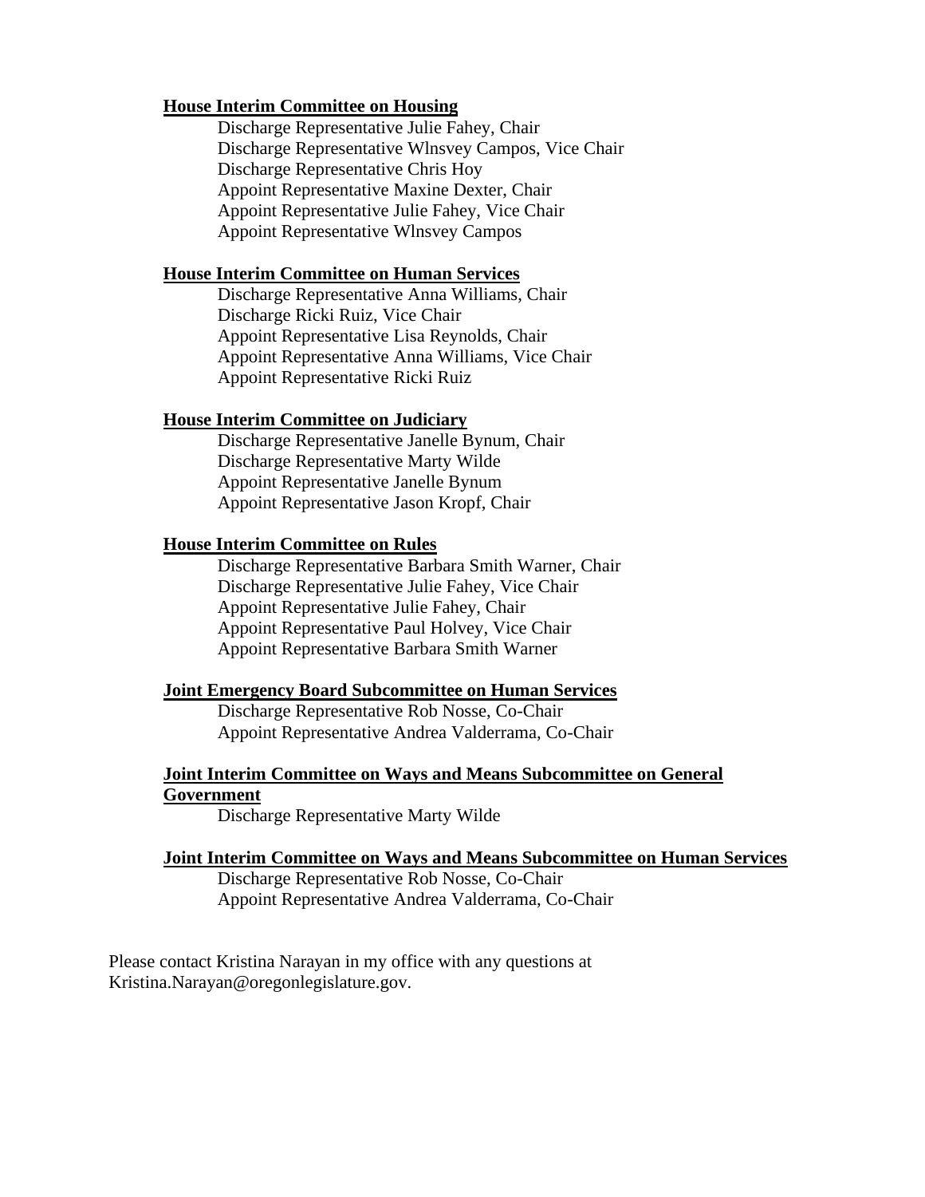**House Interim Committee on Housing**

Discharge Representative Julie Fahey, Chair
Discharge Representative Wlnsvey Campos, Vice Chair
Discharge Representative Chris Hoy
Appoint Representative Maxine Dexter, Chair
Appoint Representative Julie Fahey, Vice Chair
Appoint Representative Wlnsvey Campos

**House Interim Committee on Human Services**

Discharge Representative Anna Williams, Chair
Discharge Ricki Ruiz, Vice Chair
Appoint Representative Lisa Reynolds, Chair
Appoint Representative Anna Williams, Vice Chair
Appoint Representative Ricki Ruiz

**House Interim Committee on Judiciary**

Discharge Representative Janelle Bynum, Chair
Discharge Representative Marty Wilde
Appoint Representative Janelle Bynum
Appoint Representative Jason Kropf, Chair

**House Interim Committee on Rules**

Discharge Representative Barbara Smith Warner, Chair
Discharge Representative Julie Fahey, Vice Chair
Appoint Representative Julie Fahey, Chair
Appoint Representative Paul Holvey, Vice Chair
Appoint Representative Barbara Smith Warner

**Joint Emergency Board Subcommittee on Human Services**

Discharge Representative Rob Nosse, Co-Chair
Appoint Representative Andrea Valderrama, Co-Chair

**Joint Interim Committee on Ways and Means Subcommittee on General Government**

Discharge Representative Marty Wilde

**Joint Interim Committee on Ways and Means Subcommittee on Human Services**

Discharge Representative Rob Nosse, Co-Chair
Appoint Representative Andrea Valderrama, Co-Chair

Please contact Kristina Narayan in my office with any questions at Kristina.Narayan@oregonlegislature.gov.